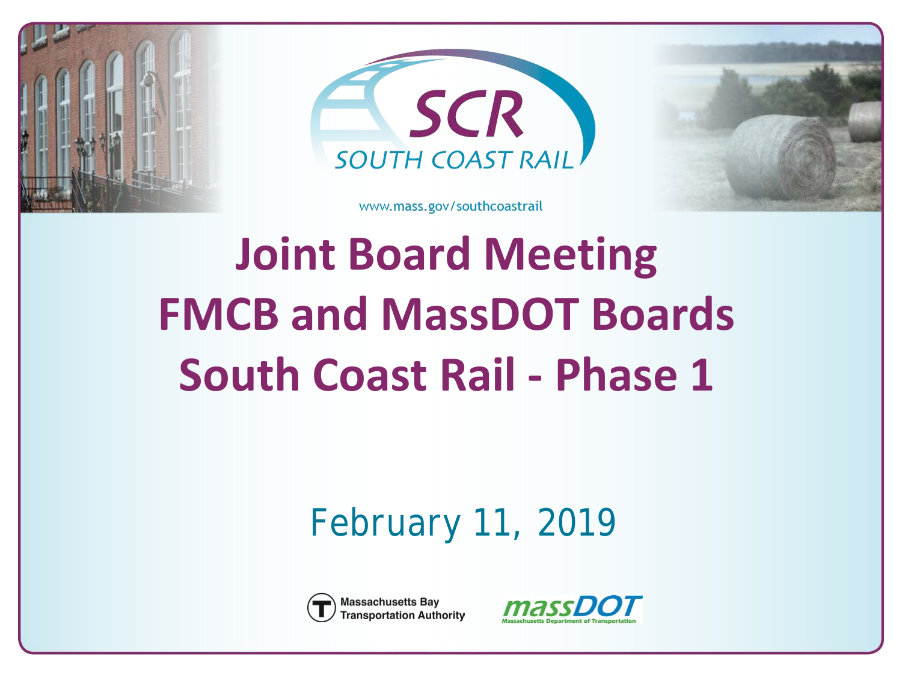SCR

SOUTH COAST RAIL

www.mass.gov/southcoastrail

# Joint Board Meeting
# FMCB and MassDOT Boards
# South Coast Rail - Phase 1

February 11, 2019

Massachusetts Bay Transportation Authority

massDOT Massachusetts Department of Transportation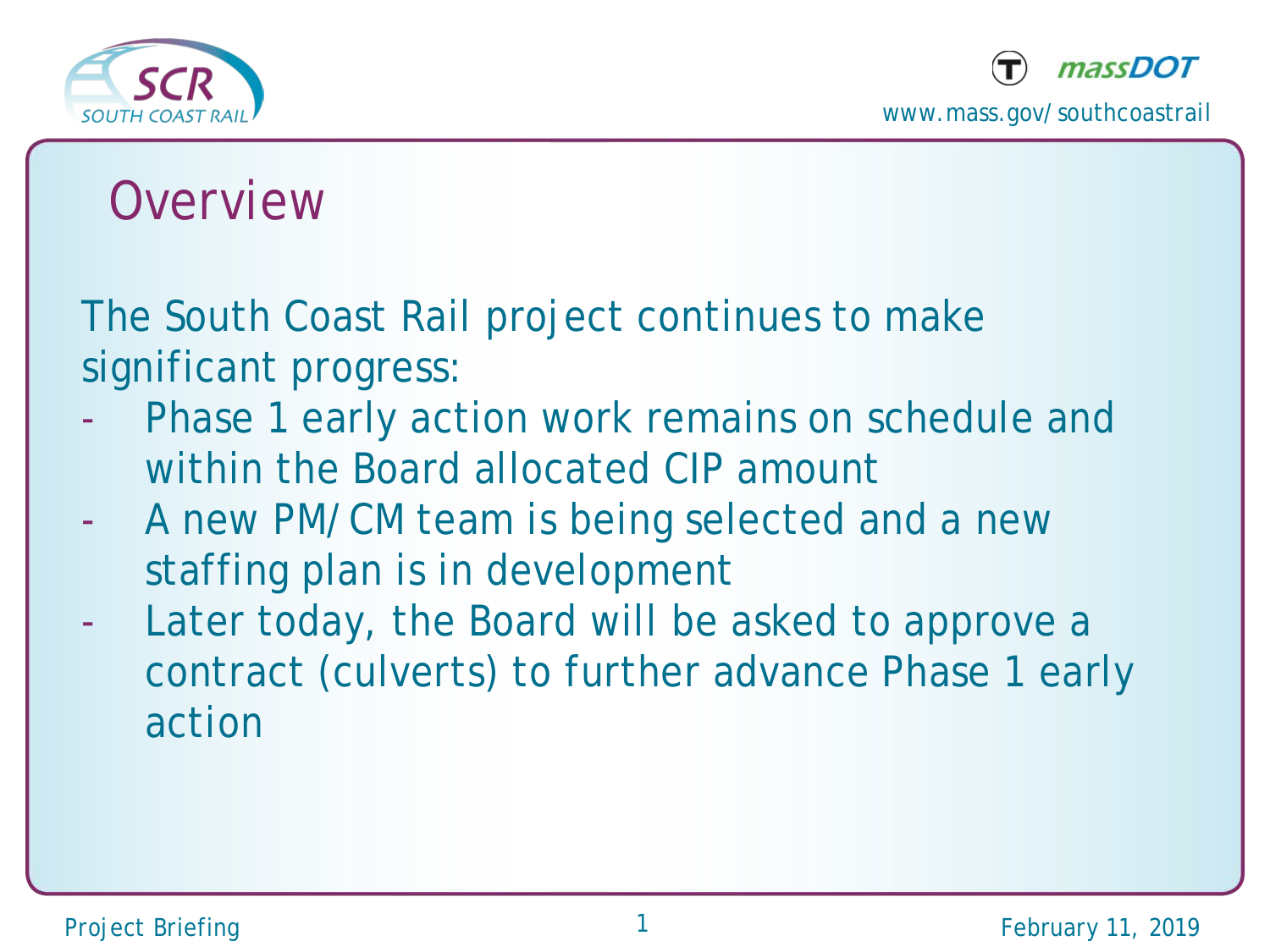# Overview

The South Coast Rail project continues to make significant progress:

- Phase 1 early action work remains on schedule and within the Board allocated CIP amount
- A new PM/CM team is being selected and a new staffing plan is in development
- Later today, the Board will be asked to approve a contract (culverts) to further advance Phase 1 early action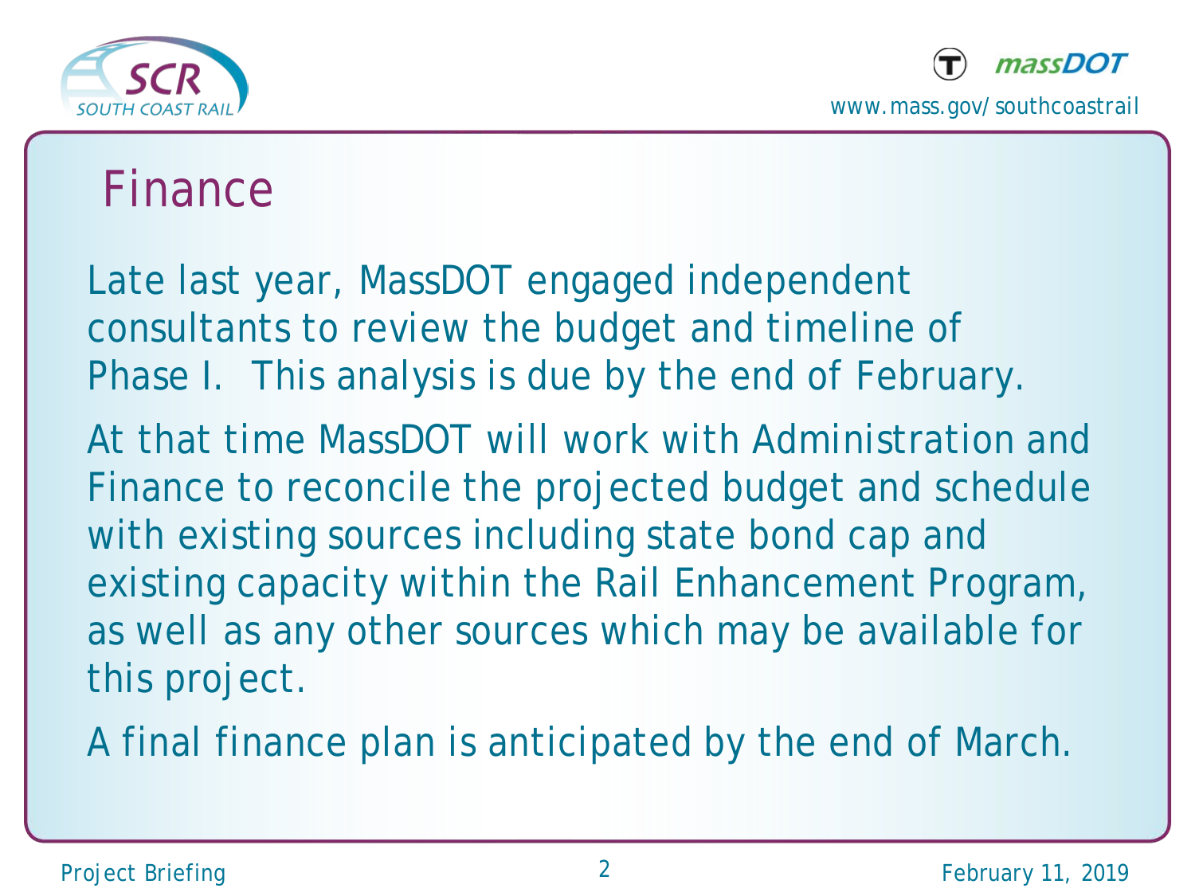# Finance

Late last year, MassDOT engaged independent consultants to review the budget and timeline of Phase I. This analysis is due by the end of February.

At that time MassDOT will work with Administration and Finance to reconcile the projected budget and schedule with existing sources including state bond cap and existing capacity within the Rail Enhancement Program, as well as any other sources which may be available for this project.

A final finance plan is anticipated by the end of March.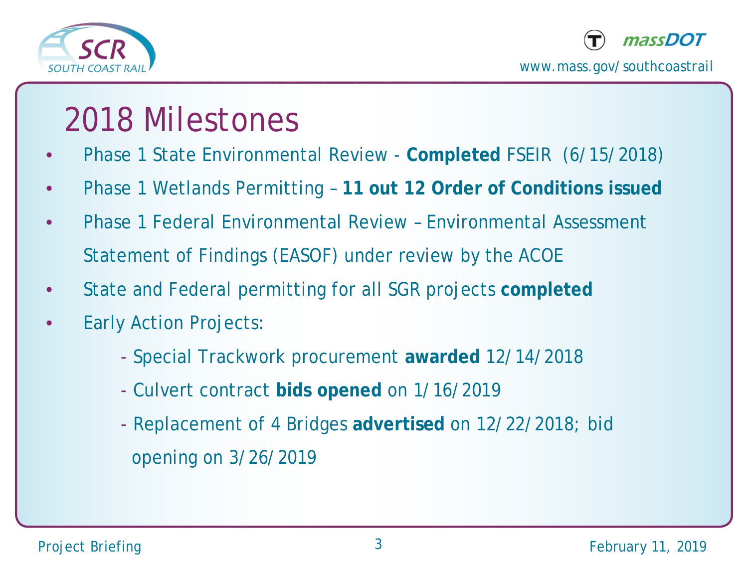# 2018 Milestones

- Phase 1 State Environmental Review - **Completed** FSEIR (6/15/2018)
- Phase 1 Wetlands Permitting – **11 out 12 Order of Conditions issued**
- Phase 1 Federal Environmental Review – Environmental Assessment Statement of Findings (EASOF) under review by the ACOE
- State and Federal permitting for all SGR projects **completed**
- Early Action Projects:
  - Special Trackwork procurement **awarded** 12/14/2018
  - Culvert contract **bids opened** on 1/16/2019
  - Replacement of 4 Bridges **advertised** on 12/22/2018; bid opening on 3/26/2019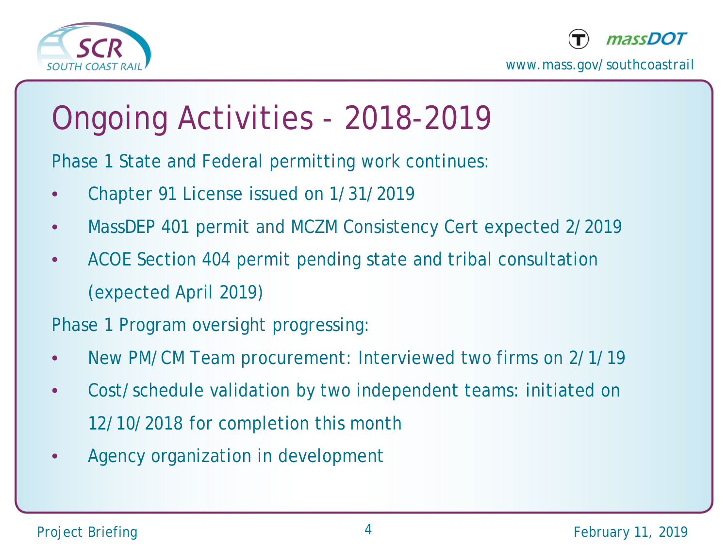# Ongoing Activities - 2018-2019

Phase 1 State and Federal permitting work continues:

- Chapter 91 License issued on 1/31/2019
- MassDEP 401 permit and MCZM Consistency Cert expected 2/2019
- ACOE Section 404 permit pending state and tribal consultation (expected April 2019)

Phase 1 Program oversight progressing:

- New PM/CM Team procurement: Interviewed two firms on 2/1/19
- Cost/schedule validation by two independent teams: initiated on 12/10/2018 for completion this month
- Agency organization in development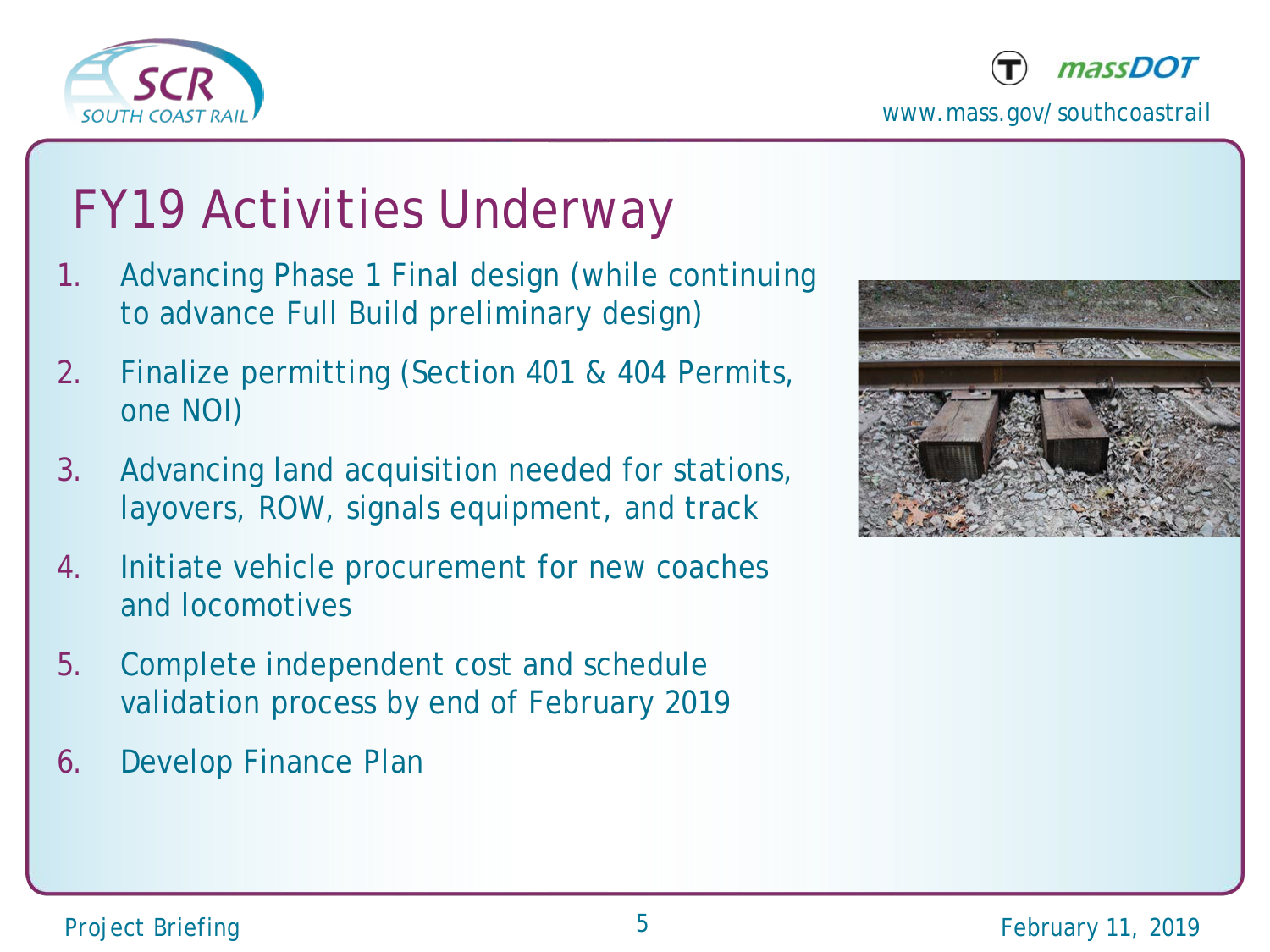# FY19 Activities Underway

1. Advancing Phase 1 Final design (while continuing to advance Full Build preliminary design)
2. Finalize permitting (Section 401 & 404 Permits, one NOI)
3. Advancing land acquisition needed for stations, layovers, ROW, signals equipment, and track
4. Initiate vehicle procurement for new coaches and locomotives
5. Complete independent cost and schedule validation process by end of February 2019
6. Develop Finance Plan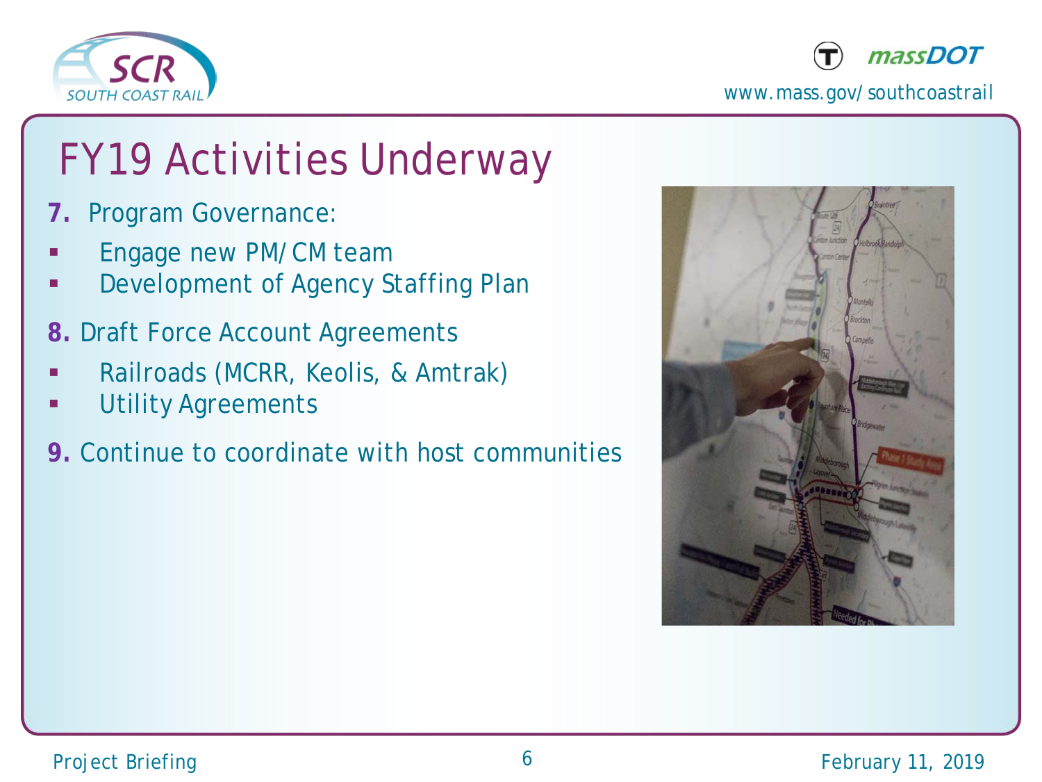# FY19 Activities Underway

**7.** Program Governance:

- Engage new PM/CM team
- Development of Agency Staffing Plan

**8.** Draft Force Account Agreements

- Railroads (MCRR, Keolis, & Amtrak)
- Utility Agreements

**9.** Continue to coordinate with host communities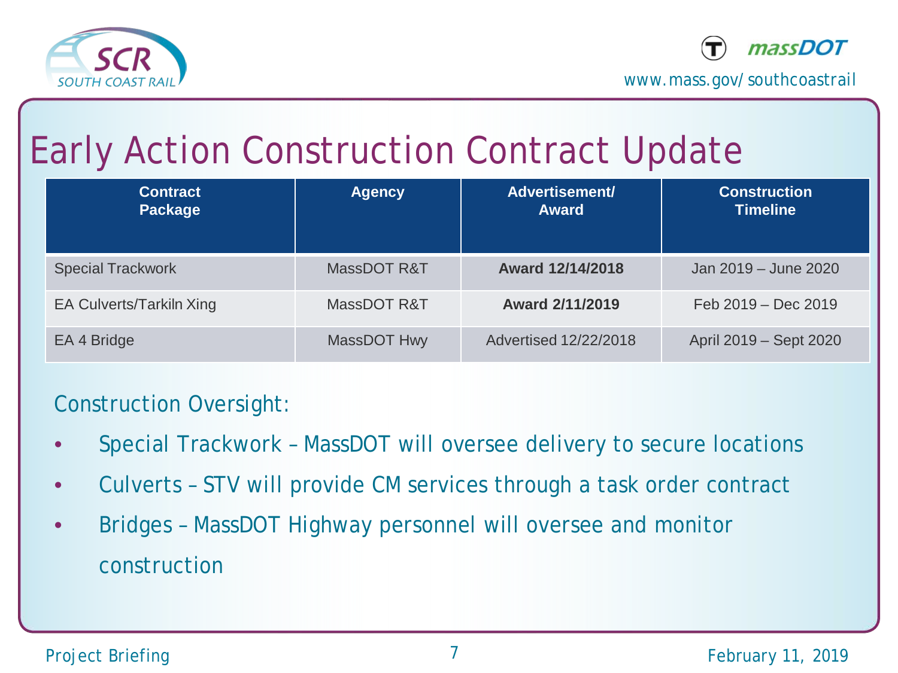# Early Action Construction Contract Update

| Contract Package | Agency | Advertisement/ Award | Construction Timeline |
|---|---|---|---|
| Special Trackwork | MassDOT R&T | **Award 12/14/2018** | Jan 2019 – June 2020 |
| EA Culverts/Tarkiln Xing | MassDOT R&T | **Award 2/11/2019** | Feb 2019 – Dec 2019 |
| EA 4 Bridge | MassDOT Hwy | Advertised 12/22/2018 | April 2019 – Sept 2020 |

Construction Oversight:

- Special Trackwork – MassDOT will oversee delivery to secure locations
- Culverts – STV will provide CM services through a task order contract
- Bridges – MassDOT Highway personnel will oversee and monitor construction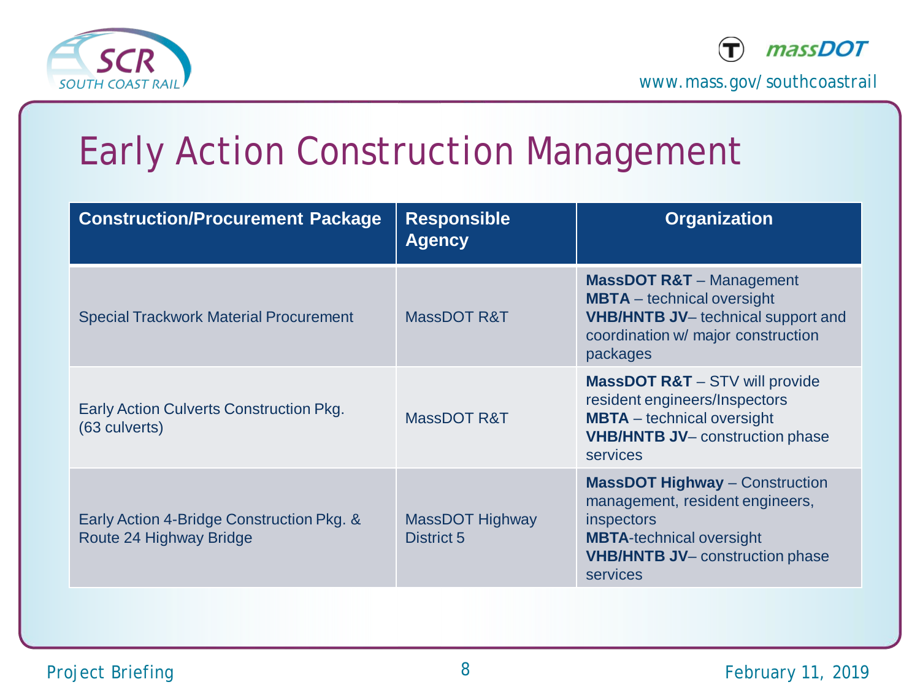# Early Action Construction Management

| Construction/Procurement Package | Responsible Agency | Organization |
|---|---|---|
| Special Trackwork Material Procurement | MassDOT R&T | **MassDOT R&T** – Management<br>**MBTA** – technical oversight<br>**VHB/HNTB JV**– technical support and coordination w/ major construction packages |
| Early Action Culverts Construction Pkg. (63 culverts) | MassDOT R&T | **MassDOT R&T** – STV will provide resident engineers/Inspectors<br>**MBTA** – technical oversight<br>**VHB/HNTB JV**– construction phase services |
| Early Action 4-Bridge Construction Pkg. & Route 24 Highway Bridge | MassDOT Highway District 5 | **MassDOT Highway** – Construction management, resident engineers, inspectors<br>**MBTA**-technical oversight<br>**VHB/HNTB JV**– construction phase services |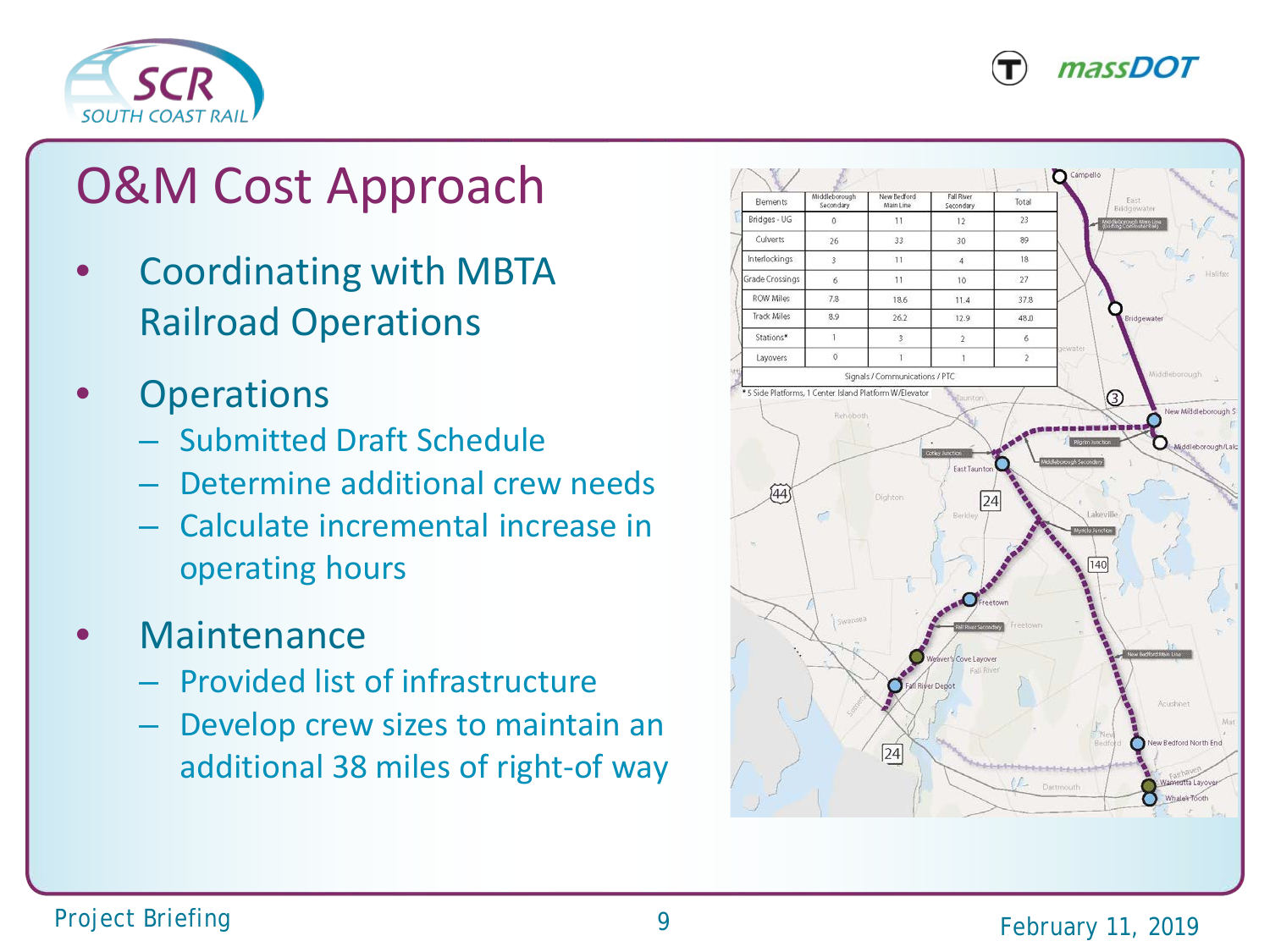# O&M Cost Approach

- Coordinating with MBTA Railroad Operations
- Operations
  - Submitted Draft Schedule
  - Determine additional crew needs
  - Calculate incremental increase in operating hours
- Maintenance
  - Provided list of infrastructure
  - Develop crew sizes to maintain an additional 38 miles of right-of way

| Elements | Middleborough Secondary | New Bedford Main Line | Fall River Secondary | Total |
|---|---|---|---|---|
| Bridges - UG | 0 | 11 | 12 | 23 |
| Culverts | 26 | 33 | 30 | 89 |
| Interlockings | 3 | 11 | 4 | 18 |
| Grade Crossings | 6 | 11 | 10 | 27 |
| ROW Miles | 7.8 | 18.6 | 11.4 | 37.8 |
| Track Miles | 8.9 | 26.2 | 12.9 | 48.0 |
| Stations* | 1 | 3 | 2 | 6 |
| Layovers | 0 | 1 | 1 | 2 |
| Signals / Communications / PTC | | | | |

* 5 Side Platforms, 1 Center Island Platform W/Elevator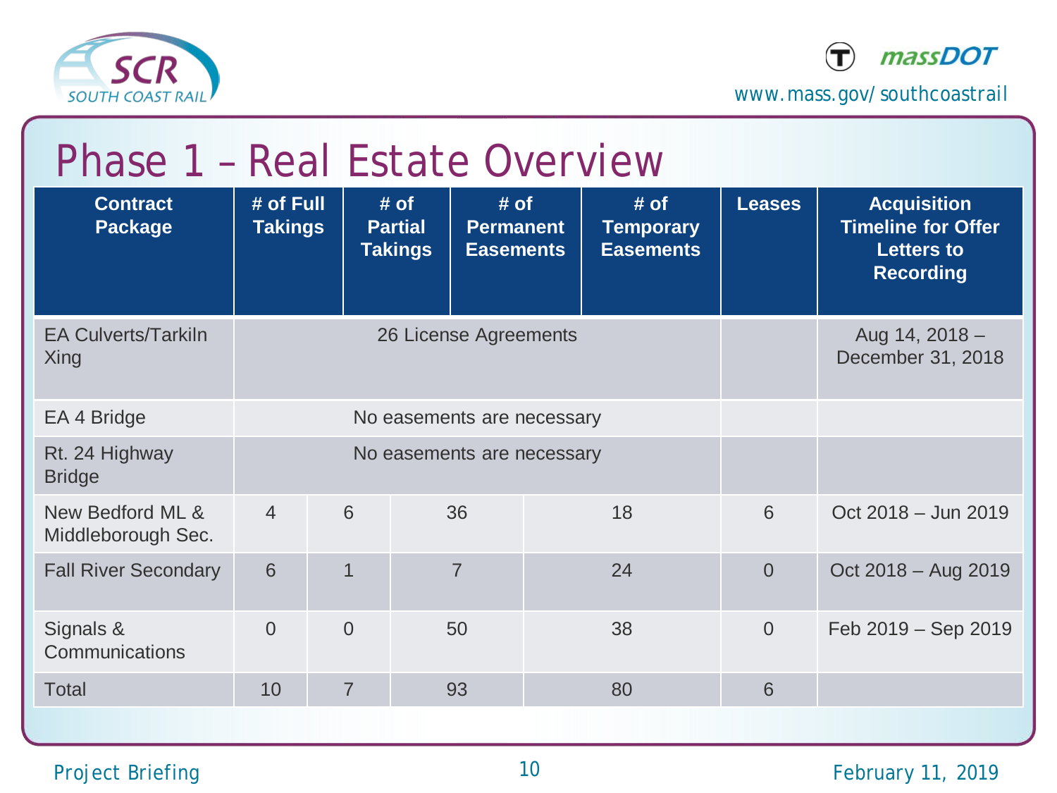# Phase 1 – Real Estate Overview

| Contract Package | # of Full Takings | # of Partial Takings | # of Permanent Easements | # of Temporary Easements | Leases | Acquisition Timeline for Offer Letters to Recording |
|---|---|---|---|---|---|---|
| EA Culverts/Tarkiln Xing | 26 License Agreements | | | | | Aug 14, 2018 – December 31, 2018 |
| EA 4 Bridge | No easements are necessary | | | | | |
| Rt. 24 Highway Bridge | No easements are necessary | | | | | |
| New Bedford ML & Middleborough Sec. | 4 | 6 | 36 | 18 | 6 | Oct 2018 – Jun 2019 |
| Fall River Secondary | 6 | 1 | 7 | 24 | 0 | Oct 2018 – Aug 2019 |
| Signals & Communications | 0 | 0 | 50 | 38 | 0 | Feb 2019 – Sep 2019 |
| Total | 10 | 7 | 93 | 80 | 6 | |

Project Briefing

February 11, 2019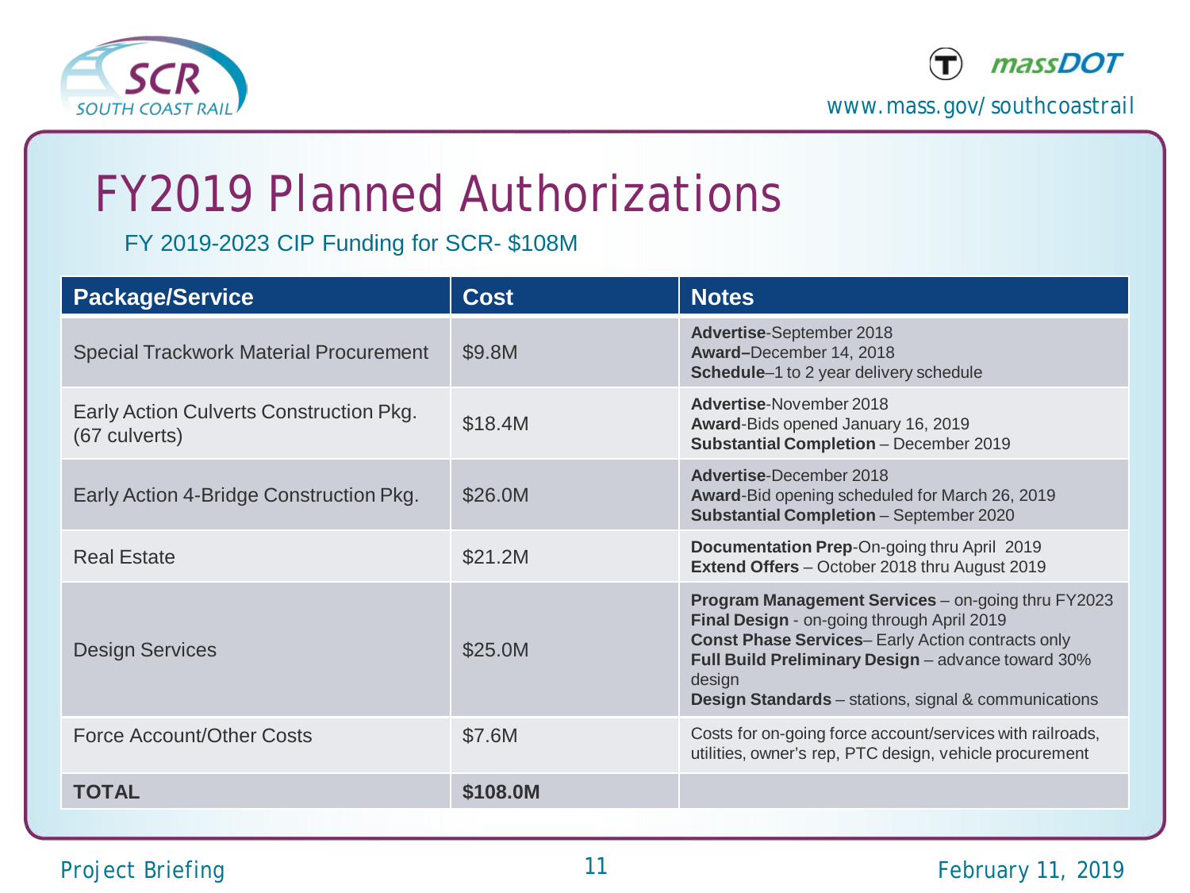# FY2019 Planned Authorizations

FY 2019-2023 CIP Funding for SCR- $108M

| Package/Service | Cost | Notes |
|---|---|---|
| Special Trackwork Material Procurement | $9.8M | **Advertise**-September 2018<br>**Award–**December 14, 2018<br>**Schedule**–1 to 2 year delivery schedule |
| Early Action Culverts Construction Pkg. (67 culverts) | $18.4M | **Advertise**-November 2018<br>**Award**-Bids opened January 16, 2019<br>**Substantial Completion** – December 2019 |
| Early Action 4-Bridge Construction Pkg. | $26.0M | **Advertise**-December 2018<br>**Award**-Bid opening scheduled for March 26, 2019<br>**Substantial Completion** – September 2020 |
| Real Estate | $21.2M | **Documentation Prep**-On-going thru April 2019<br>**Extend Offers** – October 2018 thru August 2019 |
| Design Services | $25.0M | **Program Management Services** – on-going thru FY2023<br>**Final Design** - on-going through April 2019<br>**Const Phase Services**– Early Action contracts only<br>**Full Build Preliminary Design** – advance toward 30% design<br>**Design Standards** – stations, signal & communications |
| Force Account/Other Costs | $7.6M | Costs for on-going force account/services with railroads, utilities, owner's rep, PTC design, vehicle procurement |
| **TOTAL** | **$108.0M** | |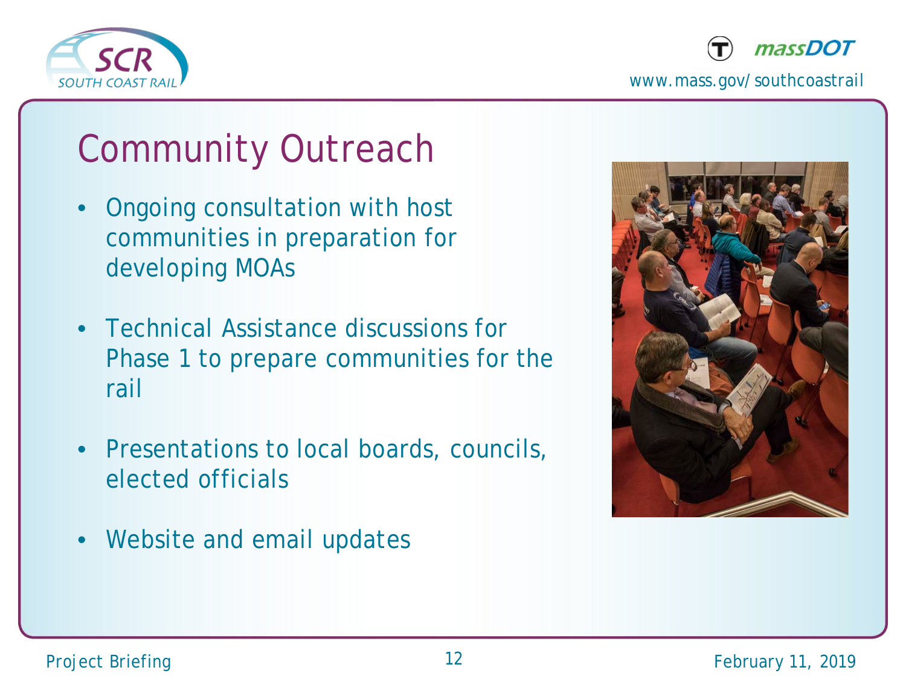# Community Outreach

- Ongoing consultation with host communities in preparation for developing MOAs
- Technical Assistance discussions for Phase 1 to prepare communities for the rail
- Presentations to local boards, councils, elected officials
- Website and email updates